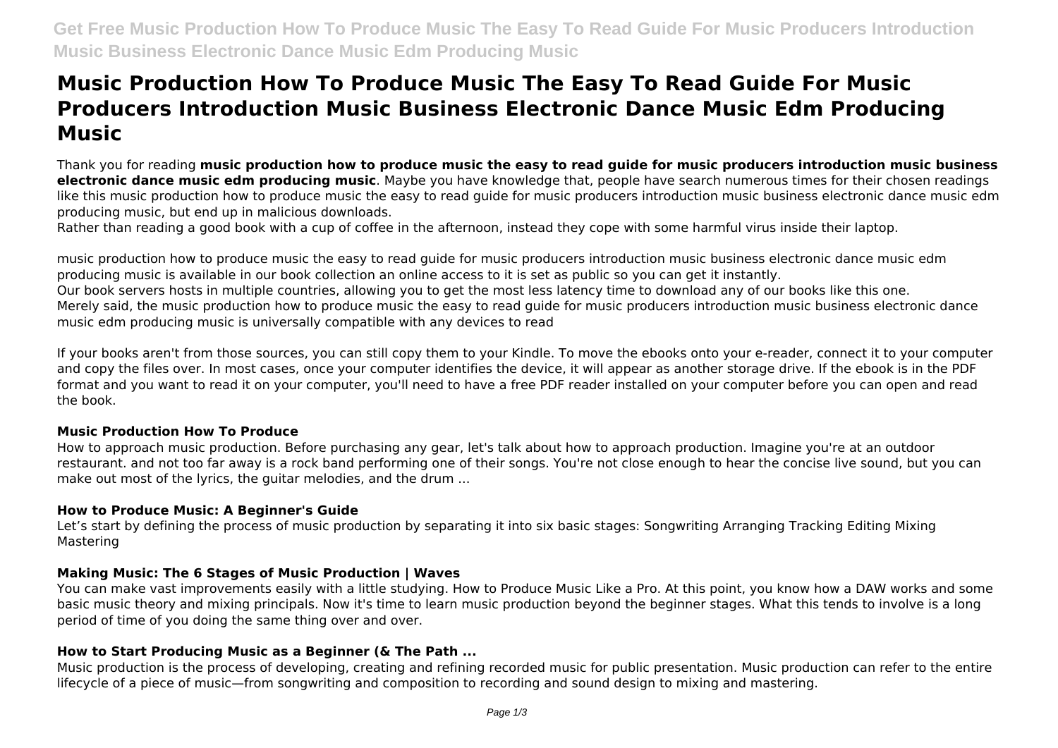# Music Production How To Produce Music The Easy To Read Guide For Music Producers Introduction Music Business Electronic Dance Music Edm Producing Music

Thank you for reading **music production how to produce music the easy to read guide for music producers introduction music business electronic dance music edm producing music**. Maybe you have knowledge that, people have search numerous times for their chosen readings like this music production how to produce music the easy to read guide for music producers introduction music business electronic dance music edm producing music, but end up in malicious downloads.

Rather than reading a good book with a cup of coffee in the afternoon, instead they cope with some harmful virus inside their laptop.

music production how to produce music the easy to read guide for music producers introduction music business electronic dance music edm producing music is available in our book collection an online access to it is set as public so you can get it instantly.

Our book servers hosts in multiple countries, allowing you to get the most less latency time to download any of our books like this one.

Merely said, the music production how to produce music the easy to read guide for music producers introduction music business electronic dance music edm producing music is universally compatible with any devices to read

If your books aren't from those sources, you can still copy them to your Kindle. To move the ebooks onto your e-reader, connect it to your computer and copy the files over. In most cases, once your computer identifies the device, it will appear as another storage drive. If the ebook is in the PDF format and you want to read it on your computer, you'll need to have a free PDF reader installed on your computer before you can open and read the book.

### Music Production How To Produce

How to approach music production. Before purchasing any gear, let's talk about how to approach production. Imagine you're at an outdoor restaurant. and not too far away is a rock band performing one of their songs. You're not close enough to hear the concise live sound, but you can make out most of the lyrics, the guitar melodies, and the drum ...

### How to Produce Music: A Beginner's Guide

Let's start by defining the process of music production by separating it into six basic stages: Songwriting Arranging Tracking Editing Mixing Mastering

### Making Music: The 6 Stages of Music Production | Waves

You can make vast improvements easily with a little studying. How to Produce Music Like a Pro. At this point, you know how a DAW works and some basic music theory and mixing principals. Now it's time to learn music production beyond the beginner stages. What this tends to involve is a long period of time of you doing the same thing over and over.

### How to Start Producing Music as a Beginner (& The Path ...

Music production is the process of developing, creating and refining recorded music for public presentation. Music production can refer to the entire lifecycle of a piece of music—from songwriting and composition to recording and sound design to mixing and mastering.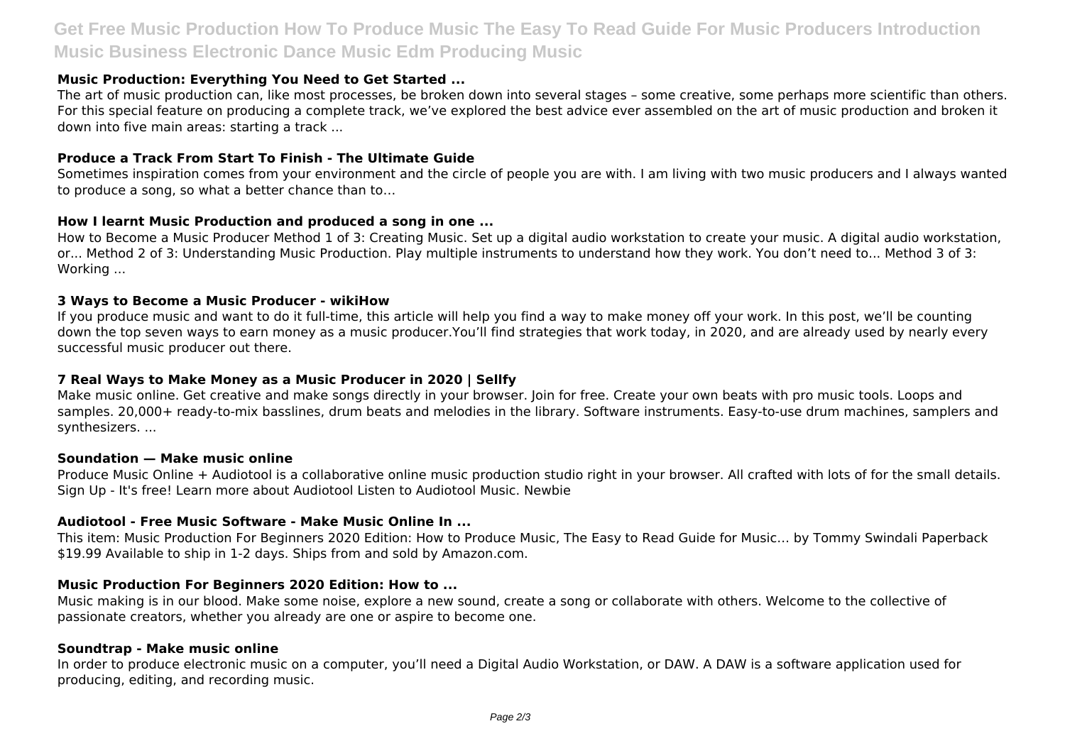### Music Production: Everything You Need to Get Started ...

The art of music production can, like most processes, be broken down into several stages – some creative, some perhaps more scientific than others. For this special feature on producing a complete track, we've explored the best advice ever assembled on the art of music production and broken it down into five main areas: starting a track ...

### Produce a Track From Start To Finish - The Ultimate Guide

Sometimes inspiration comes from your environment and the circle of people you are with. I am living with two music producers and I always wanted to produce a song, so what a better chance than to…

### How I learnt Music Production and produced a song in one ...

How to Become a Music Producer Method 1 of 3: Creating Music. Set up a digital audio workstation to create your music. A digital audio workstation, or... Method 2 of 3: Understanding Music Production. Play multiple instruments to understand how they work. You don't need to... Method 3 of 3: Working ...

### 3 Ways to Become a Music Producer - wikiHow

If you produce music and want to do it full-time, this article will help you find a way to make money off your work. In this post, we'll be counting down the top seven ways to earn money as a music producer.You'll find strategies that work today, in 2020, and are already used by nearly every successful music producer out there.

### 7 Real Ways to Make Money as a Music Producer in 2020 | Sellfy

Make music online. Get creative and make songs directly in your browser. Join for free. Create your own beats with pro music tools. Loops and samples. 20,000+ ready-to-mix basslines, drum beats and melodies in the library. Software instruments. Easy-to-use drum machines, samplers and synthesizers. ...

### Soundation — Make music online

Produce Music Online + Audiotool is a collaborative online music production studio right in your browser. All crafted with lots of for the small details. Sign Up - It's free! Learn more about Audiotool Listen to Audiotool Music. Newbie

### Audiotool - Free Music Software - Make Music Online In ...

This item: Music Production For Beginners 2020 Edition: How to Produce Music, The Easy to Read Guide for Music… by Tommy Swindali Paperback $19.99 Available to ship in 1-2 days. Ships from and sold by Amazon.com.

### Music Production For Beginners 2020 Edition: How to ...

Music making is in our blood. Make some noise, explore a new sound, create a song or collaborate with others. Welcome to the collective of passionate creators, whether you already are one or aspire to become one.

### Soundtrap - Make music online

In order to produce electronic music on a computer, you'll need a Digital Audio Workstation, or DAW. A DAW is a software application used for producing, editing, and recording music.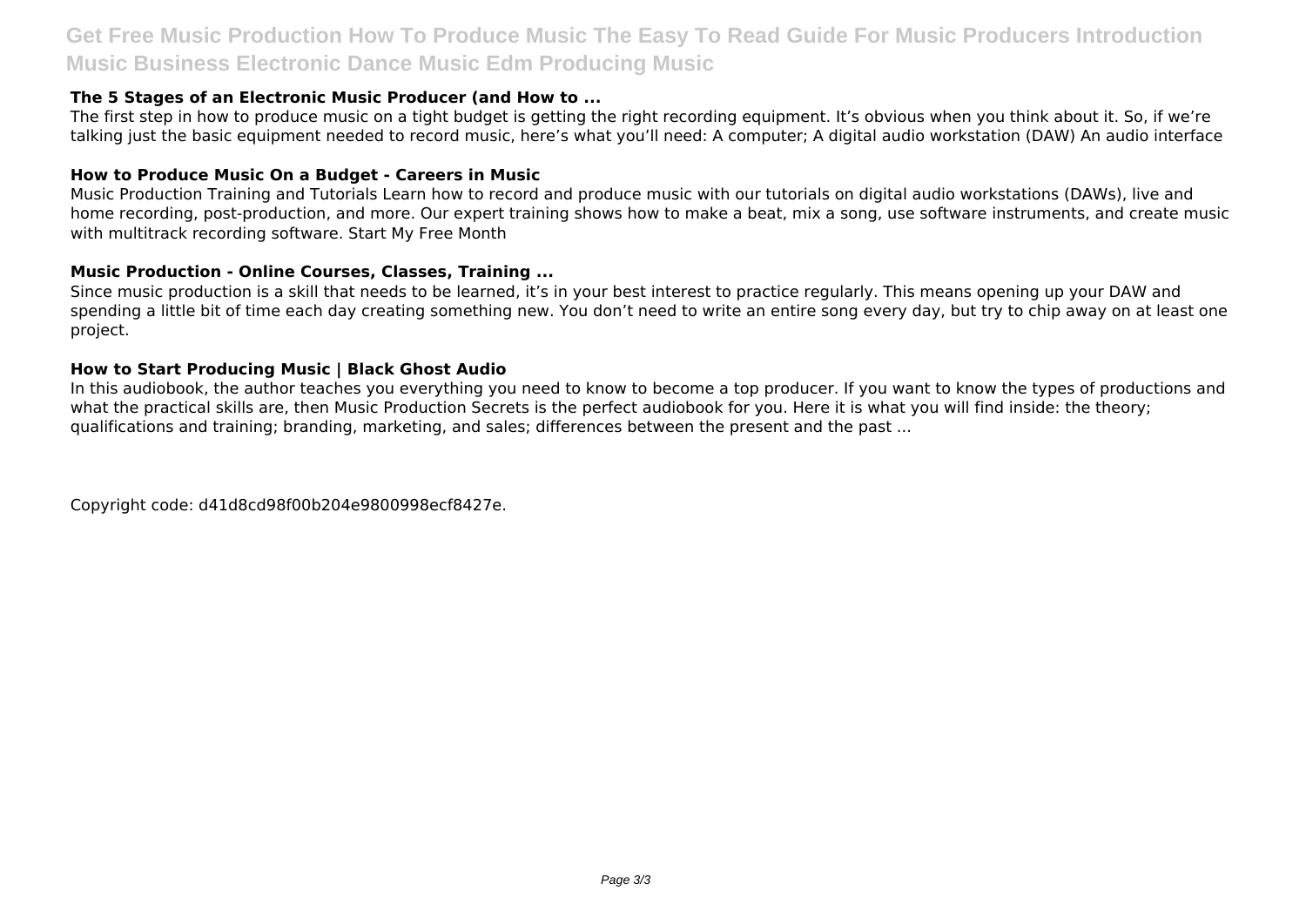### The 5 Stages of an Electronic Music Producer (and How to ...

The first step in how to produce music on a tight budget is getting the right recording equipment. It's obvious when you think about it. So, if we're talking just the basic equipment needed to record music, here's what you'll need: A computer; A digital audio workstation (DAW) An audio interface

### How to Produce Music On a Budget - Careers in Music

Music Production Training and Tutorials Learn how to record and produce music with our tutorials on digital audio workstations (DAWs), live and home recording, post-production, and more. Our expert training shows how to make a beat, mix a song, use software instruments, and create music with multitrack recording software. Start My Free Month

### Music Production - Online Courses, Classes, Training ...

Since music production is a skill that needs to be learned, it's in your best interest to practice regularly. This means opening up your DAW and spending a little bit of time each day creating something new. You don't need to write an entire song every day, but try to chip away on at least one project.

### How to Start Producing Music | Black Ghost Audio

In this audiobook, the author teaches you everything you need to know to become a top producer. If you want to know the types of productions and what the practical skills are, then Music Production Secrets is the perfect audiobook for you. Here it is what you will find inside: the theory; qualifications and training; branding, marketing, and sales; differences between the present and the past ...

Copyright code: d41d8cd98f00b204e9800998ecf8427e.